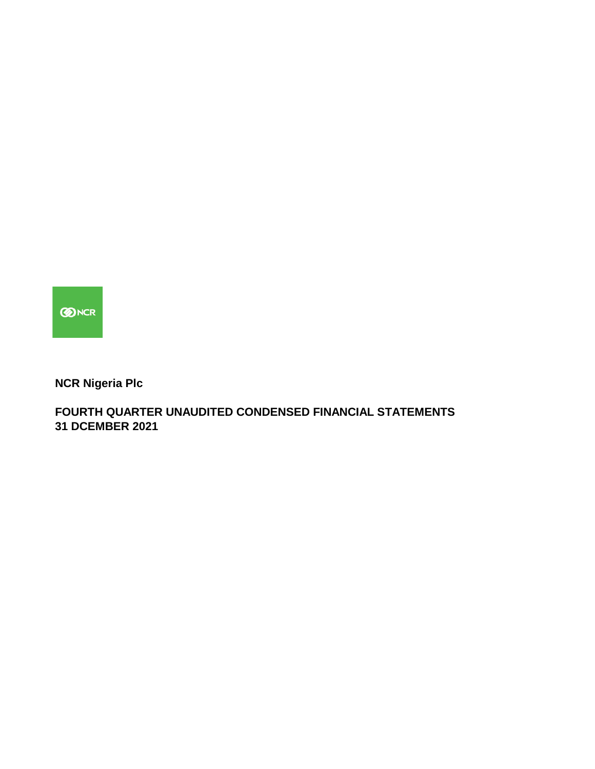**NCR Nigeria Plc**

**FOURTH QUARTER UNAUDITED CONDENSED FINANCIAL STATEMENTS**
**31 DCEMBER 2021**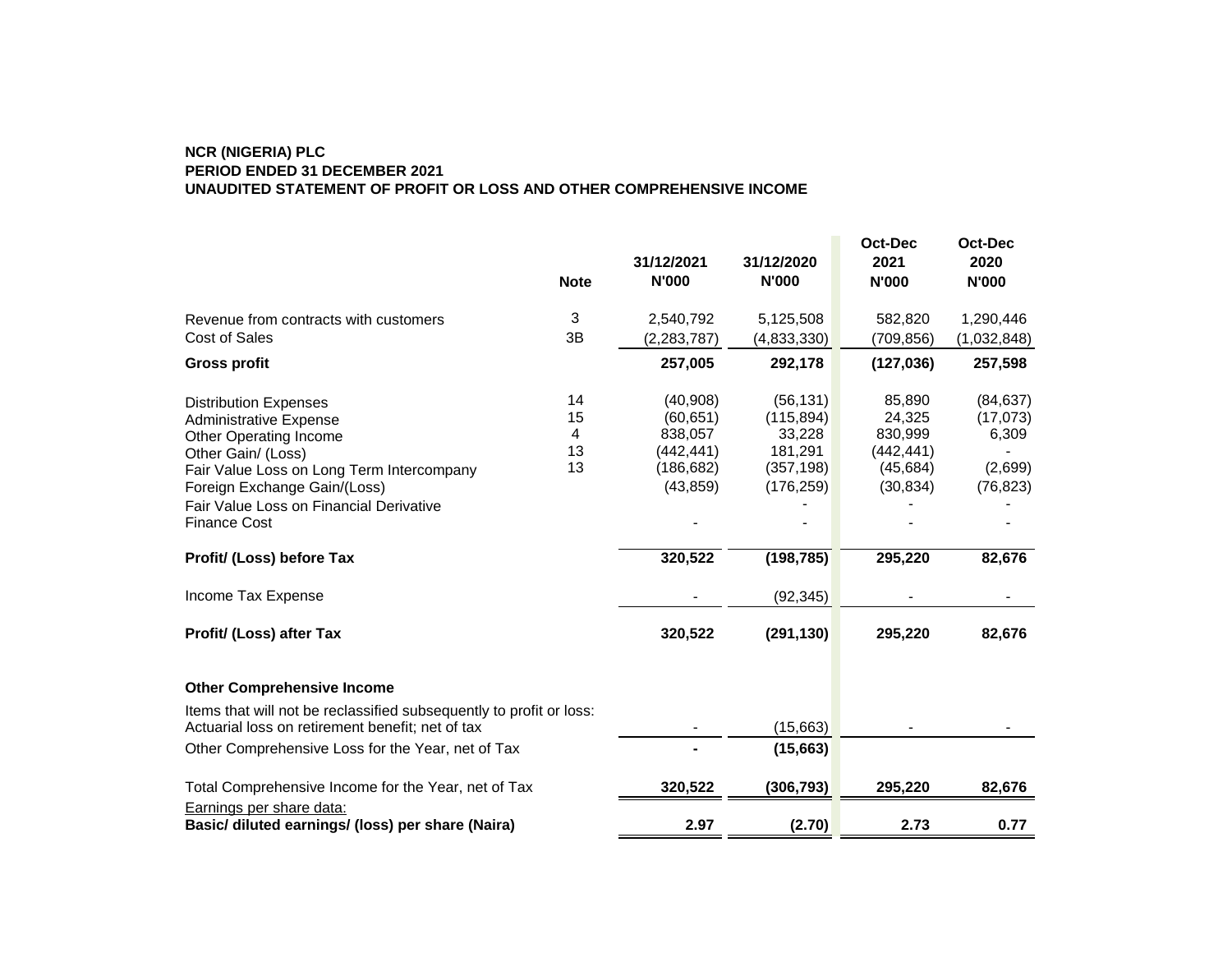**NCR (NIGERIA) PLC**
**PERIOD ENDED 31 DECEMBER 2021**
**UNAUDITED STATEMENT OF PROFIT OR LOSS AND OTHER COMPREHENSIVE INCOME**

| | Note | 31/12/2021 N'000 | 31/12/2020 N'000 | Oct-Dec 2021 N'000 | Oct-Dec 2020 N'000 |
|---|---|---|---|---|---|
| Revenue from contracts with customers | 3 | 2,540,792 | 5,125,508 | 582,820 | 1,290,446 |
| Cost of Sales | 3B | (2,283,787) | (4,833,330) | (709,856) | (1,032,848) |
| **Gross profit** | | **257,005** | **292,178** | **(127,036)** | **257,598** |
| Distribution Expenses | 14 | (40,908) | (56,131) | 85,890 | (84,637) |
| Administrative Expense | 15 | (60,651) | (115,894) | 24,325 | (17,073) |
| Other Operating Income | 4 | 838,057 | 33,228 | 830,999 | 6,309 |
| Other Gain/ (Loss) | 13 | (442,441) | 181,291 | (442,441) | - |
| Fair Value Loss on Long Term Intercompany | 13 | (186,682) | (357,198) | (45,684) | (2,699) |
| Foreign Exchange Gain/(Loss) | | (43,859) | (176,259) | (30,834) | (76,823) |
| Fair Value Loss on Financial Derivative | | | - | - | - |
| Finance Cost | | - | - | - | - |
| **Profit/ (Loss) before Tax** | | **320,522** | **(198,785)** | **295,220** | **82,676** |
| Income Tax Expense | | - | (92,345) | - | - |
| **Profit/ (Loss) after Tax** | | **320,522** | **(291,130)** | **295,220** | **82,676** |
| **Other Comprehensive Income** | | | | | |
| Items that will not be reclassified subsequently to profit or loss: Actuarial loss on retirement benefit; net of tax | | - | (15,663) | - | - |
| Other Comprehensive Loss for the Year, net of Tax | | **-** | **(15,663)** | | |
| Total Comprehensive Income for the Year, net of Tax | | **320,522** | **(306,793)** | **295,220** | **82,676** |
| Earnings per share data: | | | | | |
| **Basic/ diluted earnings/ (loss) per share (Naira)** | | **2.97** | **(2.70)** | **2.73** | **0.77** |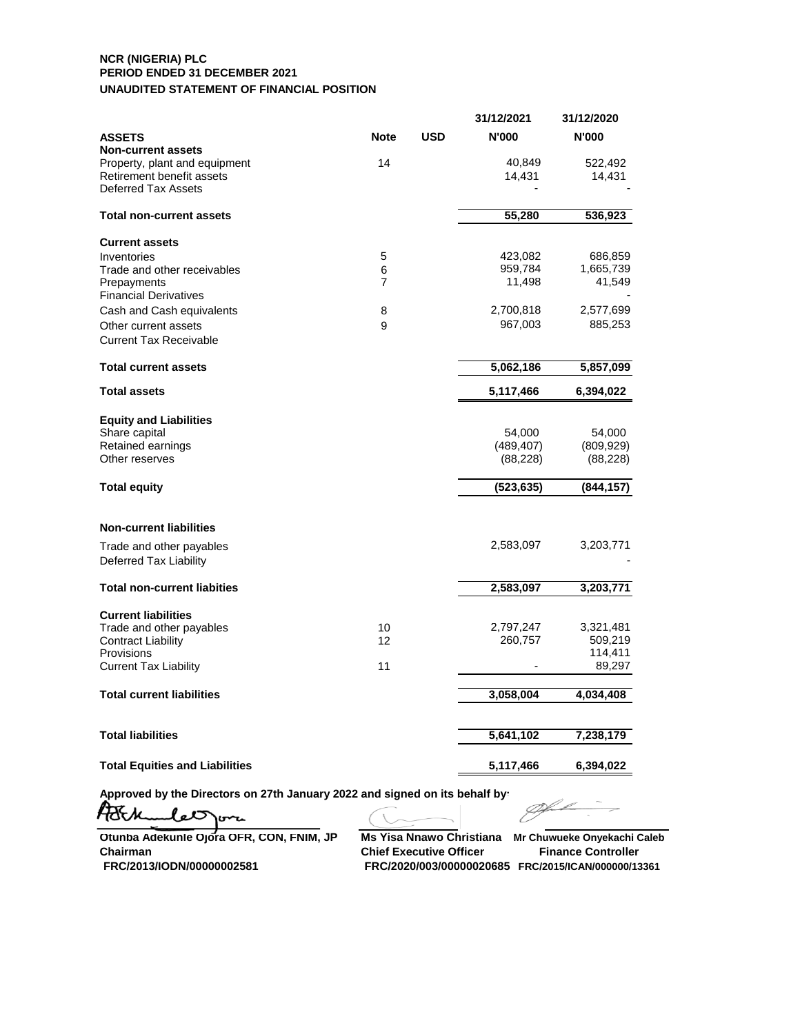**NCR (NIGERIA) PLC**
**PERIOD ENDED 31 DECEMBER 2021**
**UNAUDITED STATEMENT OF FINANCIAL POSITION**

| | Note | USD | 31/12/2021 N'000 | 31/12/2020 N'000 |
|---|---|---|---|---|
| **ASSETS** | | | | |
| **Non-current assets** | | | | |
| Property, plant and equipment | 14 | | 40,849 | 522,492 |
| Retirement benefit assets | | | 14,431 | 14,431 |
| Deferred Tax Assets | | | - | - |
| **Total non-current assets** | | | **55,280** | **536,923** |
| **Current assets** | | | | |
| Inventories | 5 | | 423,082 | 686,859 |
| Trade and other receivables | 6 | | 959,784 | 1,665,739 |
| Prepayments | 7 | | 11,498 | 41,549 |
| Financial Derivatives | | | | - |
| Cash and Cash equivalents | 8 | | 2,700,818 | 2,577,699 |
| Other current assets | 9 | | 967,003 | 885,253 |
| Current Tax Receivable | | | | |
| **Total current assets** | | | **5,062,186** | **5,857,099** |
| **Total assets** | | | **5,117,466** | **6,394,022** |
| **Equity and Liabilities** | | | | |
| Share capital | | | 54,000 | 54,000 |
| Retained earnings | | | (489,407) | (809,929) |
| Other reserves | | | (88,228) | (88,228) |
| **Total equity** | | | **(523,635)** | **(844,157)** |
| **Non-current liabilities** | | | | |
| Trade and other payables | | | 2,583,097 | 3,203,771 |
| Deferred Tax Liability | | | | - |
| **Total non-current liabities** | | | **2,583,097** | **3,203,771** |
| **Current liabilities** | | | | |
| Trade and other payables | 10 | | 2,797,247 | 3,321,481 |
| Contract Liability | 12 | | 260,757 | 509,219 |
| Provisions | | | | 114,411 |
| Current Tax Liability | 11 | | - | 89,297 |
| **Total current liabilities** | | | **3,058,004** | **4,034,408** |
| **Total liabilities** | | | **5,641,102** | **7,238,179** |
| **Total Equities and Liabilities** | | | **5,117,466** | **6,394,022** |

**Approved by the Directors on 27th January 2022 and signed on its behalf by:**

| **Otunba Adekunle Ojora OFR, CON, FNIM, JP** | **Ms Yisa Nnawo Christiana** | **Mr Chuwueke Onyekachi Caleb** |
|---|---|---|
| **Chairman** | **Chief Executive Officer** | **Finance Controller** |
| **FRC/2013/IODN/00000002581** | **FRC/2020/003/00000020685** | **FRC/2015/ICAN/000000/13361** |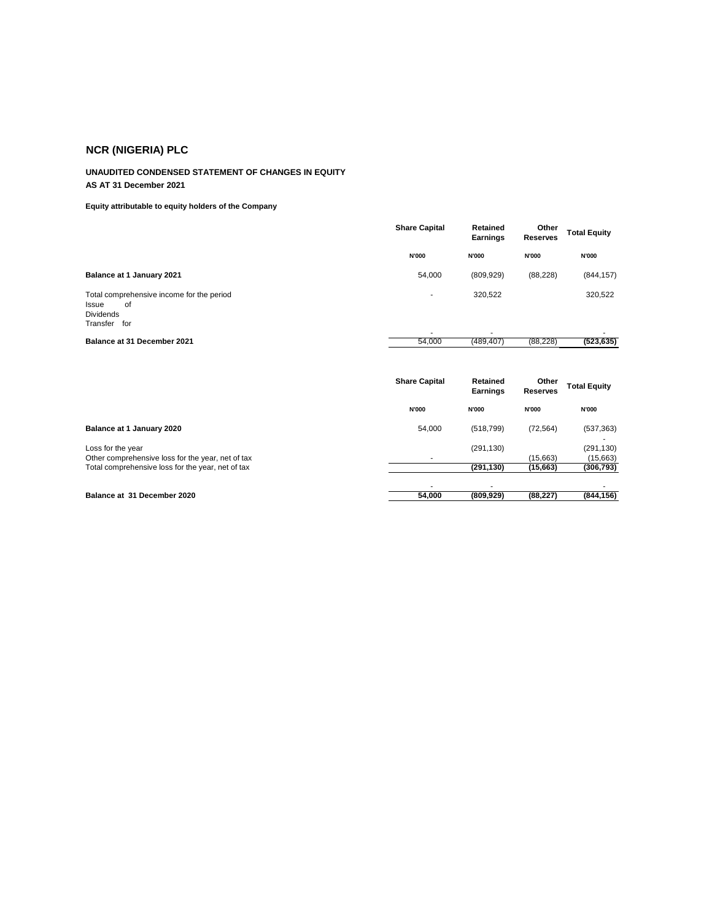# NCR (NIGERIA) PLC

## UNAUDITED CONDENSED STATEMENT OF CHANGES IN EQUITY

**AS AT 31 December 2021**

**Equity attributable to equity holders of the Company**

| | Share Capital | Retained Earnings | Other Reserves | Total Equity |
|---|---|---|---|---|
| | N'000 | N'000 | N'000 | N'000 |
| **Balance at 1 January 2021** | 54,000 | (809,929) | (88,228) | (844,157) |
| Total comprehensive income for the period | - | 320,522 | | 320,522 |
| Issue of | | | | |
| Dividends | | | | |
| Transfer for | - | - | | - |
| **Balance at 31 December 2021** | 54,000 | (489,407) | (88,228) | **(523,635)** |

| | Share Capital | Retained Earnings | Other Reserves | Total Equity |
|---|---|---|---|---|
| | N'000 | N'000 | N'000 | N'000 |
| **Balance at 1 January 2020** | 54,000 | (518,799) | (72,564) | (537,363) |
| | | | | - |
| Loss for the year | | (291,130) | | (291,130) |
| Other comprehensive loss for the year, net of tax | - | | (15,663) | (15,663) |
| Total comprehensive loss for the year, net of tax | | **(291,130)** | **(15,663)** | **(306,793)** |
| | - | - | | - |
| **Balance at 31 December 2020** | **54,000** | **(809,929)** | **(88,227)** | **(844,156)** |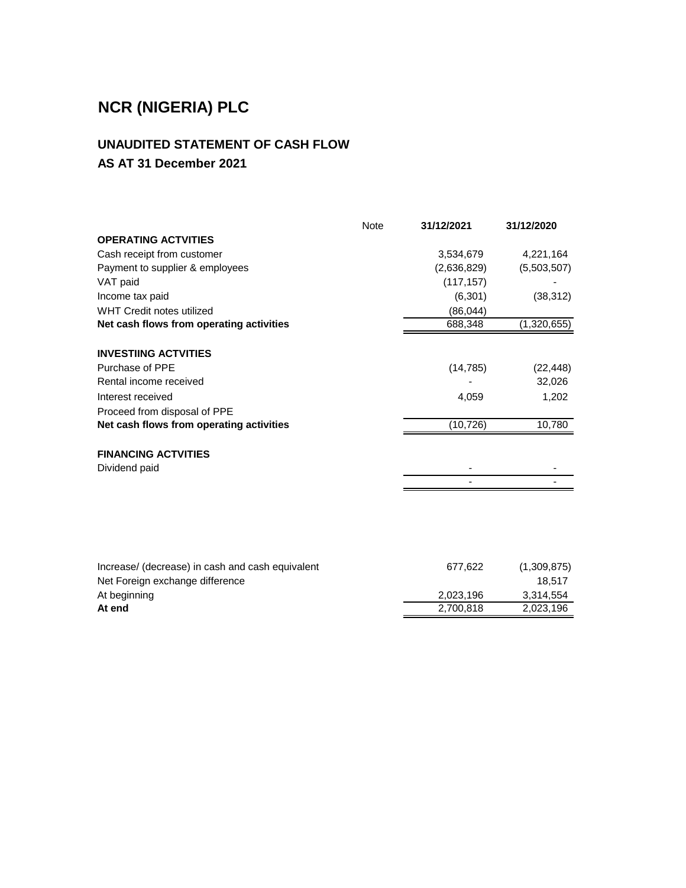# NCR (NIGERIA) PLC

## UNAUDITED STATEMENT OF CASH FLOW
## AS AT 31 December 2021

| | Note | 31/12/2021 | 31/12/2020 |
|---|---|---|---|
| **OPERATING ACTVITIES** | | | |
| Cash receipt from customer | | 3,534,679 | 4,221,164 |
| Payment to supplier & employees | | (2,636,829) | (5,503,507) |
| VAT paid | | (117,157) | - |
| Income tax paid | | (6,301) | (38,312) |
| WHT Credit notes utilized | | (86,044) | |
| **Net cash flows from operating activities** | | 688,348 | (1,320,655) |
| | | | |
| **INVESTIING ACTVITIES** | | | |
| Purchase of PPE | | (14,785) | (22,448) |
| Rental income received | | - | 32,026 |
| Interest received | | 4,059 | 1,202 |
| Proceed from disposal of PPE | | | |
| **Net cash flows from operating activities** | | (10,726) | 10,780 |
| | | | |
| **FINANCING ACTVITIES** | | | |
| Dividend paid | | - | - |
| | | - | - |
| | | | |
| Increase/ (decrease) in cash and cash equivalent | | 677,622 | (1,309,875) |
| Net Foreign exchange difference | | | 18,517 |
| At beginning | | 2,023,196 | 3,314,554 |
| **At end** | | 2,700,818 | 2,023,196 |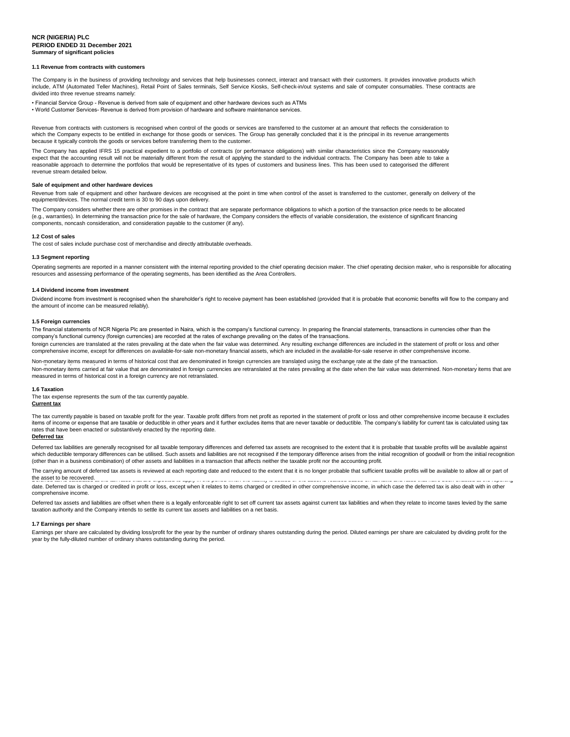**NCR (NIGERIA) PLC**
**PERIOD ENDED 31 December 2021**
**Summary of significant policies**

#### 1.1 Revenue from contracts with customers

The Company is in the business of providing technology and services that help businesses connect, interact and transact with their customers. It provides innovative products which include, ATM (Automated Teller Machines), Retail Point of Sales terminals, Self Service Kiosks, Self-check-in/out systems and sale of computer consumables. These contracts are divided into three revenue streams namely:

- Financial Service Group - Revenue is derived from sale of equipment and other hardware devices such as ATMs
- World Customer Services- Revenue is derived from provision of hardware and software maintenance services.

Revenue from contracts with customers is recognised when control of the goods or services are transferred to the customer at an amount that reflects the consideration to which the Company expects to be entitled in exchange for those goods or services. The Group has generally concluded that it is the principal in its revenue arrangements because it typically controls the goods or services before transferring them to the customer.

The Company has applied IFRS 15 practical expedient to a portfolio of contracts (or performance obligations) with similar characteristics since the Company reasonably expect that the accounting result will not be materially different from the result of applying the standard to the individual contracts. The Company has been able to take a reasonable approach to determine the portfolios that would be representative of its types of customers and business lines. This has been used to categorised the different revenue stream detailed below.

#### Sale of equipment and other hardware devices

Revenue from sale of equipment and other hardware devices are recognised at the point in time when control of the asset is transferred to the customer, generally on delivery of the equipment/devices. The normal credit term is 30 to 90 days upon delivery.

The Company considers whether there are other promises in the contract that are separate performance obligations to which a portion of the transaction price needs to be allocated (e.g., warranties). In determining the transaction price for the sale of hardware, the Company considers the effects of variable consideration, the existence of significant financing components, noncash consideration, and consideration payable to the customer (if any).

#### 1.2 Cost of sales

The cost of sales include purchase cost of merchandise and directly attributable overheads.

#### 1.3 Segment reporting

Operating segments are reported in a manner consistent with the internal reporting provided to the chief operating decision maker. The chief operating decision maker, who is responsible for allocating resources and assessing performance of the operating segments, has been identified as the Area Controllers.

#### 1.4 Dividend income from investment

Dividend income from investment is recognised when the shareholder's right to receive payment has been established (provided that it is probable that economic benefits will flow to the company and the amount of income can be measured reliably).

#### 1.5 Foreign currencies

The financial statements of NCR Nigeria Plc are presented in Naira, which is the company's functional currency. In preparing the financial statements, transactions in currencies other than the company's functional currency (foreign currencies) are recorded at the rates of exchange prevailing on the dates of the transactions.
foreign currencies are translated at the rates prevailing at the date when the fair value was determined. Any resulting exchange differences are included in the statement of profit or loss and other comprehensive income, except for differences on available-for-sale non-monetary financial assets, which are included in the available-for-sale reserve in other comprehensive income.

Non-monetary items measured in terms of historical cost that are denominated in foreign currencies are translated using the exchange rate at the date of the transaction.
Non-monetary items carried at fair value that are denominated in foreign currencies are retranslated at the rates prevailing at the date when the fair value was determined. Non-monetary items that are measured in terms of historical cost in a foreign currency are not retranslated.

#### 1.6 Taxation

The tax expense represents the sum of the tax currently payable.

**Current tax**

The tax currently payable is based on taxable profit for the year. Taxable profit differs from net profit as reported in the statement of profit or loss and other comprehensive income because it excludes items of income or expense that are taxable or deductible in other years and it further excludes items that are never taxable or deductible. The company's liability for current tax is calculated using tax rates that have been enacted or substantively enacted by the reporting date.

**Deferred tax**

Deferred tax liabilities are generally recognised for all taxable temporary differences and deferred tax assets are recognised to the extent that it is probable that taxable profits will be available against which deductible temporary differences can be utilised. Such assets and liabilities are not recognised if the temporary difference arises from the initial recognition of goodwill or from the initial recognition (other than in a business combination) of other assets and liabilities in a transaction that affects neither the taxable profit nor the accounting profit.

The carrying amount of deferred tax assets is reviewed at each reporting date and reduced to the extent that it is no longer probable that sufficient taxable profits will be available to allow all or part of the asset to be recovered.
date. Deferred tax is charged or credited in profit or loss, except when it relates to items charged or credited in other comprehensive income, in which case the deferred tax is also dealt with in other comprehensive income.

Deferred tax assets and liabilities are offset when there is a legally enforceable right to set off current tax assets against current tax liabilities and when they relate to income taxes levied by the same taxation authority and the Company intends to settle its current tax assets and liabilities on a net basis.

#### 1.7 Earnings per share

Earnings per share are calculated by dividing loss/profit for the year by the number of ordinary shares outstanding during the period. Diluted earnings per share are calculated by dividing profit for the year by the fully-diluted number of ordinary shares outstanding during the period.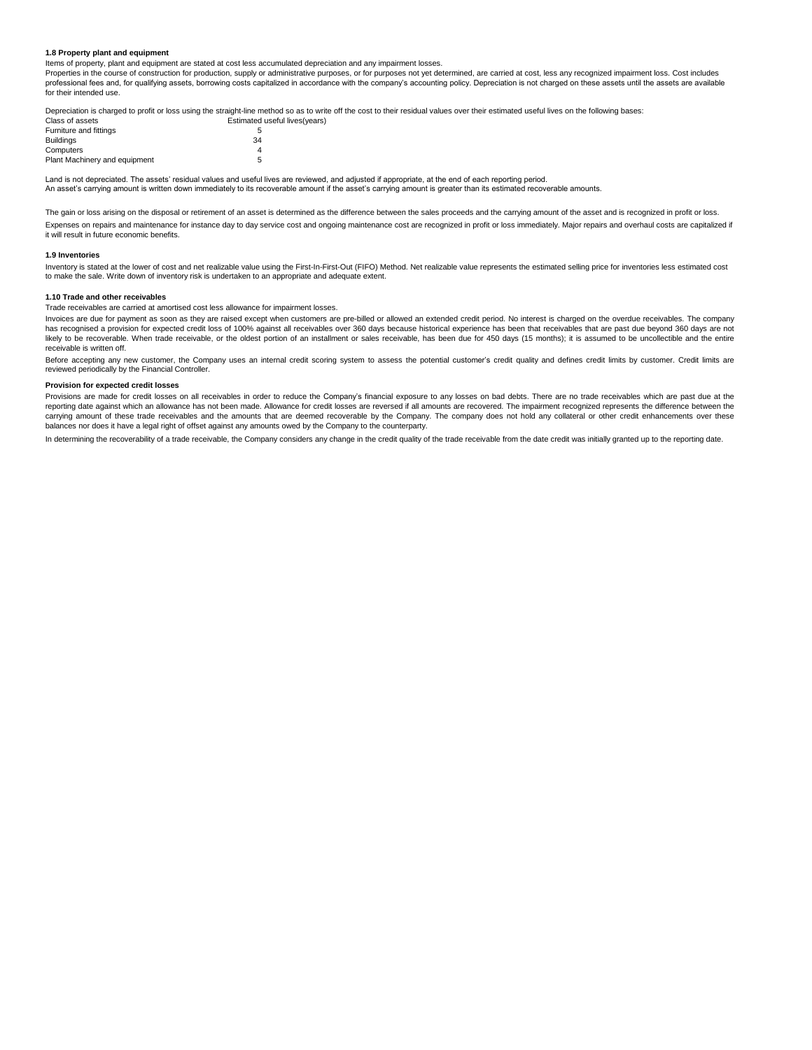**1.8 Property plant and equipment**

Items of property, plant and equipment are stated at cost less accumulated depreciation and any impairment losses.

Properties in the course of construction for production, supply or administrative purposes, or for purposes not yet determined, are carried at cost, less any recognized impairment loss. Cost includes professional fees and, for qualifying assets, borrowing costs capitalized in accordance with the company's accounting policy. Depreciation is not charged on these assets until the assets are available for their intended use.

Depreciation is charged to profit or loss using the straight-line method so as to write off the cost to their residual values over their estimated useful lives on the following bases:

| Class of assets | Estimated useful lives(years) |
|---|---|
| Furniture and fittings | 5 |
| Buildings | 34 |
| Computers | 4 |
| Plant Machinery and equipment | 5 |

Land is not depreciated. The assets' residual values and useful lives are reviewed, and adjusted if appropriate, at the end of each reporting period.
An asset's carrying amount is written down immediately to its recoverable amount if the asset's carrying amount is greater than its estimated recoverable amounts.

The gain or loss arising on the disposal or retirement of an asset is determined as the difference between the sales proceeds and the carrying amount of the asset and is recognized in profit or loss.

Expenses on repairs and maintenance for instance day to day service cost and ongoing maintenance cost are recognized in profit or loss immediately. Major repairs and overhaul costs are capitalized if it will result in future economic benefits.

**1.9 Inventories**

Inventory is stated at the lower of cost and net realizable value using the First-In-First-Out (FIFO) Method. Net realizable value represents the estimated selling price for inventories less estimated cost to make the sale. Write down of inventory risk is undertaken to an appropriate and adequate extent.

**1.10 Trade and other receivables**

Trade receivables are carried at amortised cost less allowance for impairment losses.

Invoices are due for payment as soon as they are raised except when customers are pre-billed or allowed an extended credit period. No interest is charged on the overdue receivables. The company has recognised a provision for expected credit loss of 100% against all receivables over 360 days because historical experience has been that receivables that are past due beyond 360 days are not likely to be recoverable. When trade receivable, or the oldest portion of an installment or sales receivable, has been due for 450 days (15 months); it is assumed to be uncollectible and the entire receivable is written off.

Before accepting any new customer, the Company uses an internal credit scoring system to assess the potential customer's credit quality and defines credit limits by customer. Credit limits are reviewed periodically by the Financial Controller.

**Provision for expected credit losses**

Provisions are made for credit losses on all receivables in order to reduce the Company's financial exposure to any losses on bad debts. There are no trade receivables which are past due at the reporting date against which an allowance has not been made. Allowance for credit losses are reversed if all amounts are recovered. The impairment recognized represents the difference between the carrying amount of these trade receivables and the amounts that are deemed recoverable by the Company. The company does not hold any collateral or other credit enhancements over these balances nor does it have a legal right of offset against any amounts owed by the Company to the counterparty.

In determining the recoverability of a trade receivable, the Company considers any change in the credit quality of the trade receivable from the date credit was initially granted up to the reporting date.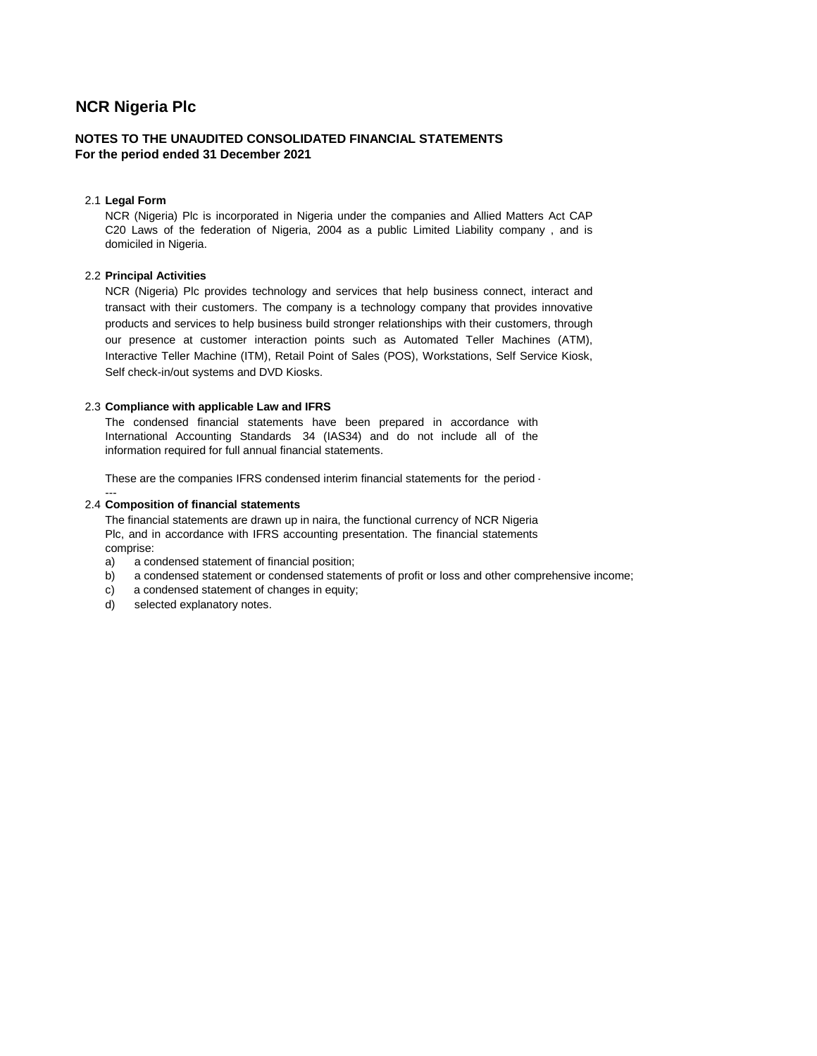# NCR Nigeria Plc

## NOTES TO THE UNAUDITED CONSOLIDATED FINANCIAL STATEMENTS
## For the period ended 31 December 2021

### 2.1 Legal Form

NCR (Nigeria) Plc is incorporated in Nigeria under the companies and Allied Matters Act CAP C20 Laws of the federation of Nigeria, 2004 as a public Limited Liability company , and is domiciled in Nigeria.

### 2.2 Principal Activities

NCR (Nigeria) Plc provides technology and services that help business connect, interact and transact with their customers. The company is a technology company that provides innovative products and services to help business build stronger relationships with their customers, through our presence at customer interaction points such as Automated Teller Machines (ATM), Interactive Teller Machine (ITM), Retail Point of Sales (POS), Workstations, Self Service Kiosk, Self check-in/out systems and DVD Kiosks.

### 2.3 Compliance with applicable Law and IFRS

The condensed financial statements have been prepared in accordance with International Accounting Standards 34 (IAS34) and do not include all of the information required for full annual financial statements.

These are the companies IFRS condensed interim financial statements for the period ----

### 2.4 Composition of financial statements

The financial statements are drawn up in naira, the functional currency of NCR Nigeria Plc, and in accordance with IFRS accounting presentation. The financial statements comprise:

a) a condensed statement of financial position;
b) a condensed statement or condensed statements of profit or loss and other comprehensive income;
c) a condensed statement of changes in equity;
d) selected explanatory notes.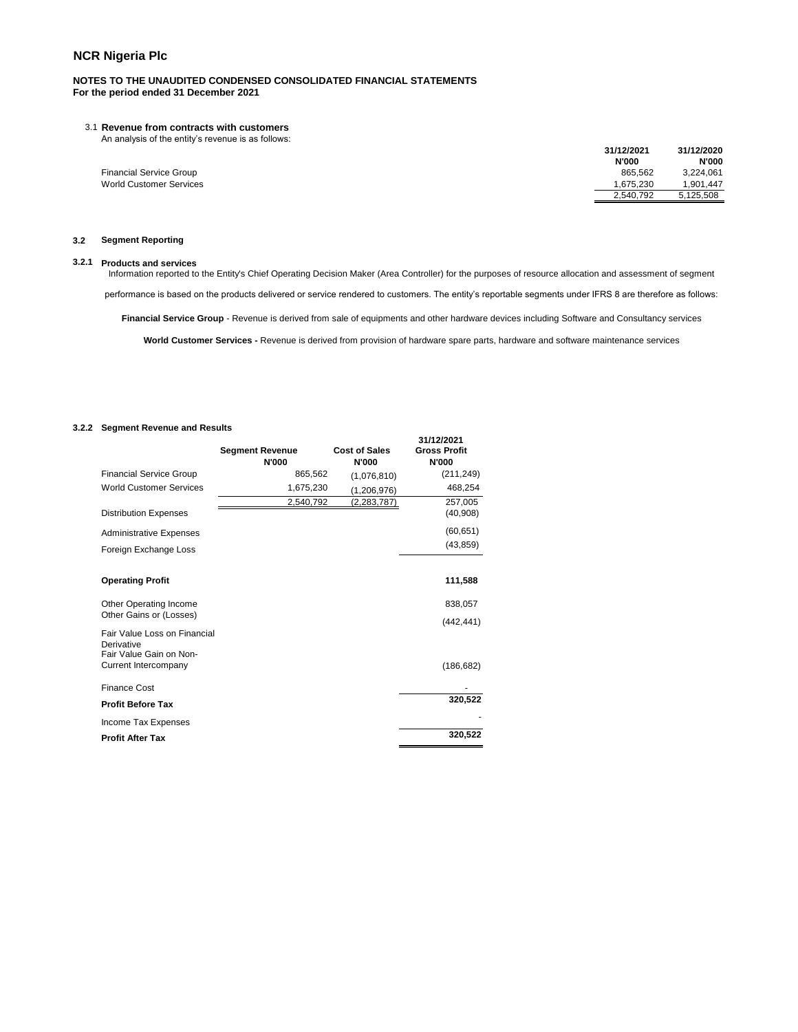# NCR Nigeria Plc

**NOTES TO THE UNAUDITED CONDENSED CONSOLIDATED FINANCIAL STATEMENTS**
**For the period ended 31 December 2021**

## 3.1 Revenue from contracts with customers

An analysis of the entity's revenue is as follows:

| | 31/12/2021<br>N'000 | 31/12/2020<br>N'000 |
|---|---|---|
| Financial Service Group | 865,562 | 3,224,061 |
| World Customer Services | 1,675,230 | 1,901,447 |
| | 2,540,792 | 5,125,508 |

## 3.2 Segment Reporting

### 3.2.1 Products and services

Information reported to the Entity's Chief Operating Decision Maker (Area Controller) for the purposes of resource allocation and assessment of segment performance is based on the products delivered or service rendered to customers. The entity's reportable segments under IFRS 8 are therefore as follows:

**Financial Service Group** - Revenue is derived from sale of equipments and other hardware devices including Software and Consultancy services

**World Customer Services -** Revenue is derived from provision of hardware spare parts, hardware and software maintenance services

### 3.2.2 Segment Revenue and Results

| | Segment Revenue<br>N'000 | Cost of Sales<br>N'000 | 31/12/2021<br>Gross Profit<br>N'000 |
|---|---|---|---|
| Financial Service Group | 865,562 | (1,076,810) | (211,249) |
| World Customer Services | 1,675,230 | (1,206,976) | 468,254 |
| | 2,540,792 | (2,283,787) | 257,005 |
| Distribution Expenses | | | (40,908) |
| Administrative Expenses | | | (60,651) |
| Foreign Exchange Loss | | | (43,859) |
| **Operating Profit** | | | **111,588** |
| Other Operating Income | | | 838,057 |
| Other Gains or (Losses) | | | (442,441) |
| Fair Value Loss on Financial Derivative | | | |
| Fair Value Gain on Non-Current Intercompany | | | (186,682) |
| Finance Cost | | | - |
| **Profit Before Tax** | | | **320,522** |
| Income Tax Expenses | | | - |
| **Profit After Tax** | | | **320,522** |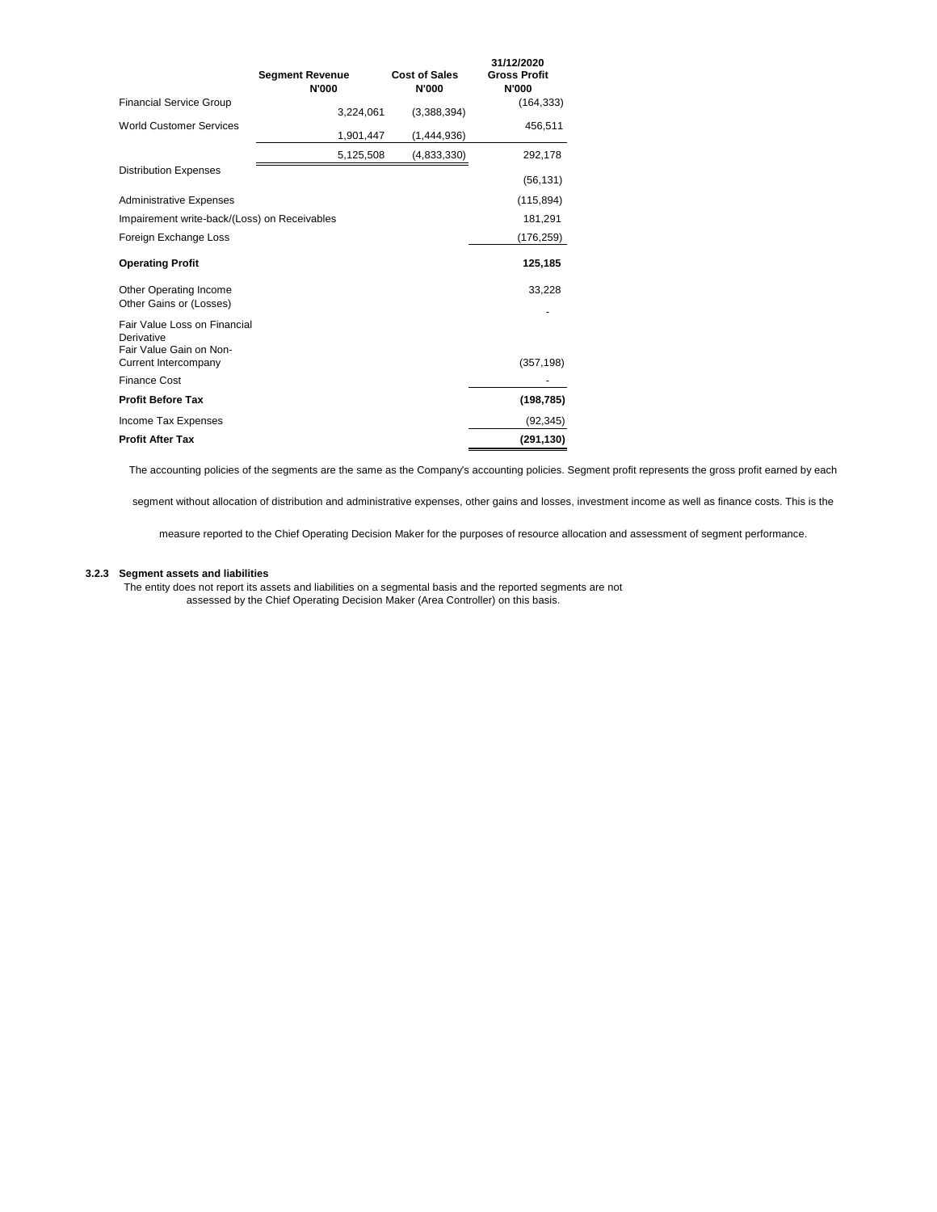| | Segment Revenue N'000 | Cost of Sales N'000 | 31/12/2020 Gross Profit N'000 |
|---|---|---|---|
| Financial Service Group | 3,224,061 | (3,388,394) | (164,333) |
| World Customer Services | 1,901,447 | (1,444,936) | 456,511 |
| | 5,125,508 | (4,833,330) | 292,178 |
| Distribution Expenses | | | (56,131) |
| Administrative Expenses | | | (115,894) |
| Impairement write-back/(Loss) on Receivables | | | 181,291 |
| Foreign Exchange Loss | | | (176,259) |
| **Operating Profit** | | | **125,185** |
| Other Operating Income | | | 33,228 |
| Other Gains or (Losses) | | | - |
| Fair Value Loss on Financial Derivative | | | |
| Fair Value Gain on Non-Current Intercompany | | | (357,198) |
| Finance Cost | | | - |
| **Profit Before Tax** | | | **(198,785)** |
| Income Tax Expenses | | | (92,345) |
| **Profit After Tax** | | | **(291,130)** |

The accounting policies of the segments are the same as the Company's accounting policies. Segment profit represents the gross profit earned by each segment without allocation of distribution and administrative expenses, other gains and losses, investment income as well as finance costs. This is the measure reported to the Chief Operating Decision Maker for the purposes of resource allocation and assessment of segment performance.

### 3.2.3 Segment assets and liabilities

The entity does not report its assets and liabilities on a segmental basis and the reported segments are not assessed by the Chief Operating Decision Maker (Area Controller) on this basis.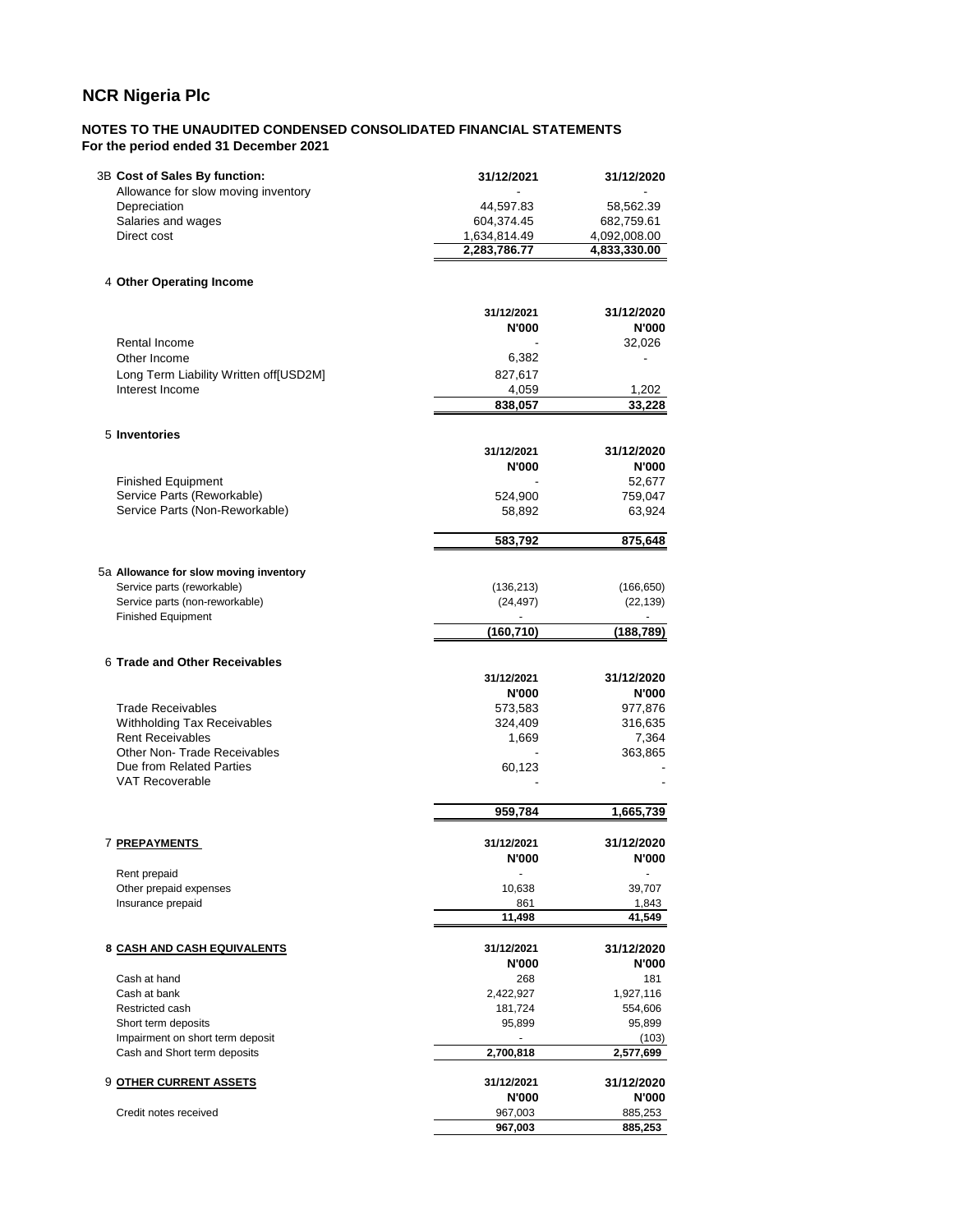# NCR Nigeria Plc

**NOTES TO THE UNAUDITED CONDENSED CONSOLIDATED FINANCIAL STATEMENTS**
**For the period ended 31 December 2021**

| 3B **Cost of Sales By function:** | **31/12/2021** | **31/12/2020** |
|---|---|---|
| Allowance for slow moving inventory | - | - |
| Depreciation | 44,597.83 | 58,562.39 |
| Salaries and wages | 604,374.45 | 682,759.61 |
| Direct cost | 1,634,814.49 | 4,092,008.00 |
| | **2,283,786.77** | **4,833,330.00** |

| 4 **Other Operating Income** | **31/12/2021** | **31/12/2020** |
|---|---|---|
| | **N'000** | **N'000** |
| Rental Income | - | 32,026 |
| Other Income | 6,382 | - |
| Long Term Liability Written off[USD2M] | 827,617 | |
| Interest Income | 4,059 | 1,202 |
| | **838,057** | **33,228** |

| 5 **Inventories** | **31/12/2021** | **31/12/2020** |
|---|---|---|
| | **N'000** | **N'000** |
| Finished Equipment | - | 52,677 |
| Service Parts (Reworkable) | 524,900 | 759,047 |
| Service Parts (Non-Reworkable) | 58,892 | 63,924 |
| | **583,792** | **875,648** |

| 5a **Allowance for slow moving inventory** | | |
|---|---|---|
| Service parts (reworkable) | (136,213) | (166,650) |
| Service parts (non-reworkable) | (24,497) | (22,139) |
| Finished Equipment | - | - |
| | **(160,710)** | **(188,789)** |

| 6 **Trade and Other Receivables** | **31/12/2021** | **31/12/2020** |
|---|---|---|
| | **N'000** | **N'000** |
| Trade Receivables | 573,583 | 977,876 |
| Withholding Tax Receivables | 324,409 | 316,635 |
| Rent Receivables | 1,669 | 7,364 |
| Other Non- Trade Receivables | - | 363,865 |
| Due from Related Parties | 60,123 | - |
| VAT Recoverable | - | - |
| | **959,784** | **1,665,739** |

| 7 **PREPAYMENTS** | **31/12/2021** | **31/12/2020** |
|---|---|---|
| | **N'000** | **N'000** |
| Rent prepaid | - | - |
| Other prepaid expenses | 10,638 | 39,707 |
| Insurance prepaid | 861 | 1,843 |
| | **11,498** | **41,549** |

| 8 **CASH AND CASH EQUIVALENTS** | **31/12/2021** | **31/12/2020** |
|---|---|---|
| | **N'000** | **N'000** |
| Cash at hand | 268 | 181 |
| Cash at bank | 2,422,927 | 1,927,116 |
| Restricted cash | 181,724 | 554,606 |
| Short term deposits | 95,899 | 95,899 |
| Impairment on short term deposit | - | (103) |
| Cash and Short term deposits | **2,700,818** | **2,577,699** |

| 9 **OTHER CURRENT ASSETS** | **31/12/2021** | **31/12/2020** |
|---|---|---|
| | **N'000** | **N'000** |
| Credit notes received | 967,003 | 885,253 |
| | **967,003** | **885,253** |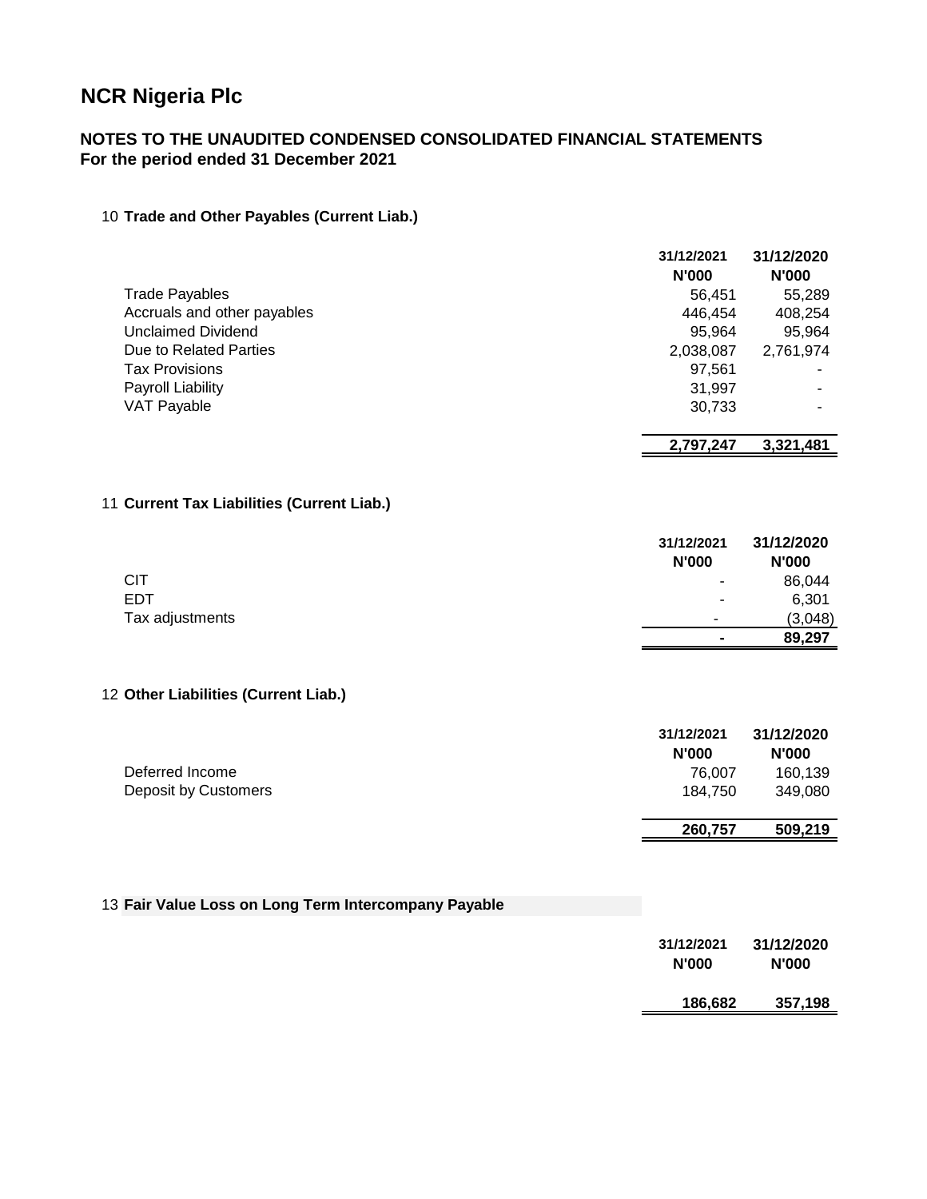# NCR Nigeria Plc

## NOTES TO THE UNAUDITED CONDENSED CONSOLIDATED FINANCIAL STATEMENTS
## For the period ended 31 December 2021

### 10 Trade and Other Payables (Current Liab.)

| | 31/12/2021 N'000 | 31/12/2020 N'000 |
|---|---|---|
| Trade Payables | 56,451 | 55,289 |
| Accruals and other payables | 446,454 | 408,254 |
| Unclaimed Dividend | 95,964 | 95,964 |
| Due to Related Parties | 2,038,087 | 2,761,974 |
| Tax Provisions | 97,561 | - |
| Payroll Liability | 31,997 | - |
| VAT Payable | 30,733 | - |
| | **2,797,247** | **3,321,481** |

### 11 Current Tax Liabilities (Current Liab.)

| | 31/12/2021 N'000 | 31/12/2020 N'000 |
|---|---|---|
| CIT | - | 86,044 |
| EDT | - | 6,301 |
| Tax adjustments | - | (3,048) |
| | **-** | **89,297** |

### 12 Other Liabilities (Current Liab.)

| | 31/12/2021 N'000 | 31/12/2020 N'000 |
|---|---|---|
| Deferred Income | 76,007 | 160,139 |
| Deposit by Customers | 184,750 | 349,080 |
| | **260,757** | **509,219** |

### 13 Fair Value Loss on Long Term Intercompany Payable

| | 31/12/2021 N'000 | 31/12/2020 N'000 |
|---|---|---|
| | **186,682** | **357,198** |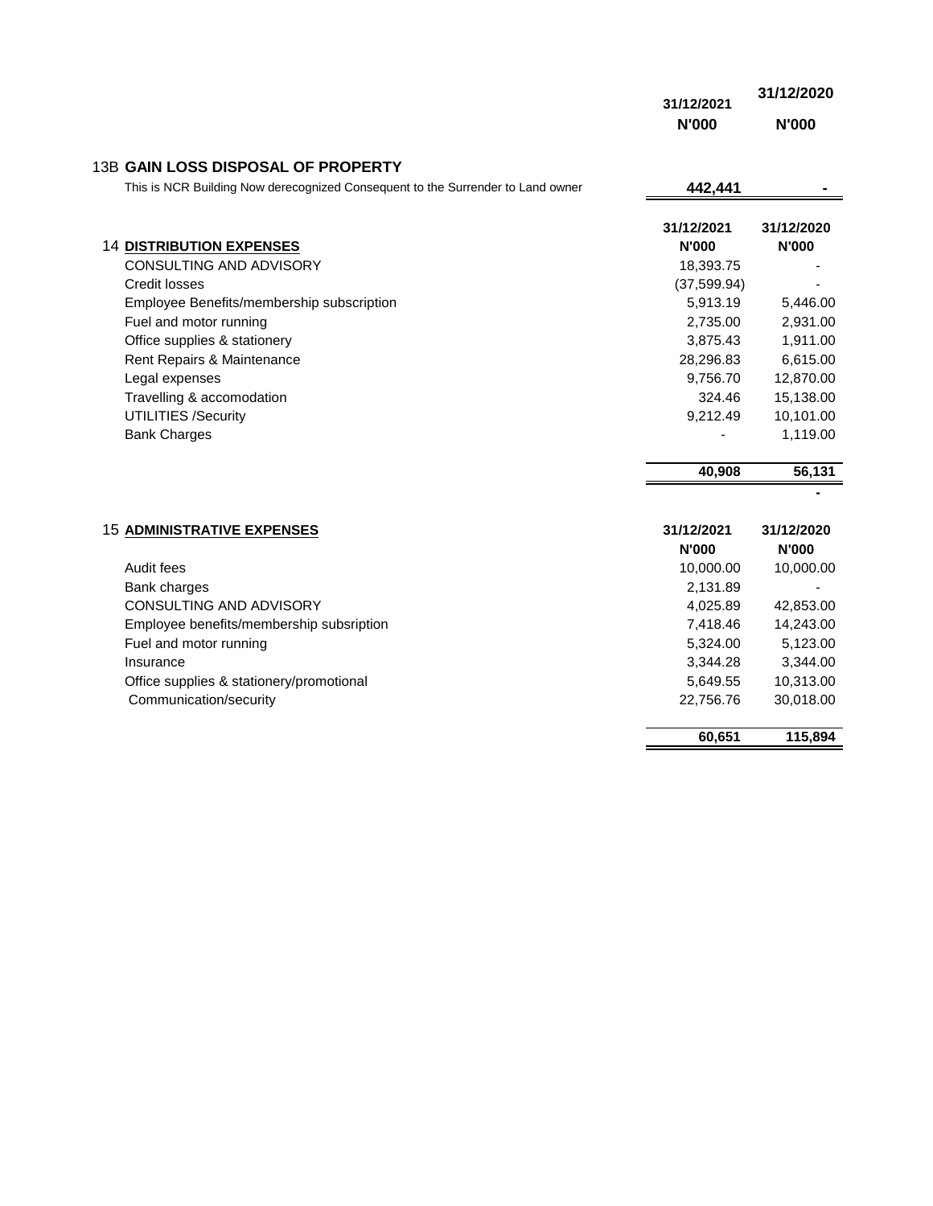| | 31/12/2021 | 31/12/2020 |
|---|---|---|
| | N'000 | N'000 |

### 13B GAIN LOSS DISPOSAL OF PROPERTY

| | 31/12/2021 | 31/12/2020 |
|---|---|---|
| This is NCR Building Now derecognized Consequent to the Surrender to Land owner | **442,441** | **-** |

### 14 DISTRIBUTION EXPENSES

| | 31/12/2021 | 31/12/2020 |
|---|---|---|
| | N'000 | N'000 |
| CONSULTING AND ADVISORY | 18,393.75 | - |
| Credit losses | (37,599.94) | - |
| Employee Benefits/membership subscription | 5,913.19 | 5,446.00 |
| Fuel and motor running | 2,735.00 | 2,931.00 |
| Office supplies & stationery | 3,875.43 | 1,911.00 |
| Rent Repairs & Maintenance | 28,296.83 | 6,615.00 |
| Legal expenses | 9,756.70 | 12,870.00 |
| Travelling & accomodation | 324.46 | 15,138.00 |
| UTILITIES /Security | 9,212.49 | 10,101.00 |
| Bank Charges | - | 1,119.00 |
| | **40,908** | **56,131** |
| | | **-** |

### 15 ADMINISTRATIVE EXPENSES

| | 31/12/2021 | 31/12/2020 |
|---|---|---|
| | N'000 | N'000 |
| Audit fees | 10,000.00 | 10,000.00 |
| Bank charges | 2,131.89 | - |
| CONSULTING AND ADVISORY | 4,025.89 | 42,853.00 |
| Employee benefits/membership subsription | 7,418.46 | 14,243.00 |
| Fuel and motor running | 5,324.00 | 5,123.00 |
| Insurance | 3,344.28 | 3,344.00 |
| Office supplies & stationery/promotional | 5,649.55 | 10,313.00 |
| Communication/security | 22,756.76 | 30,018.00 |
| | **60,651** | **115,894** |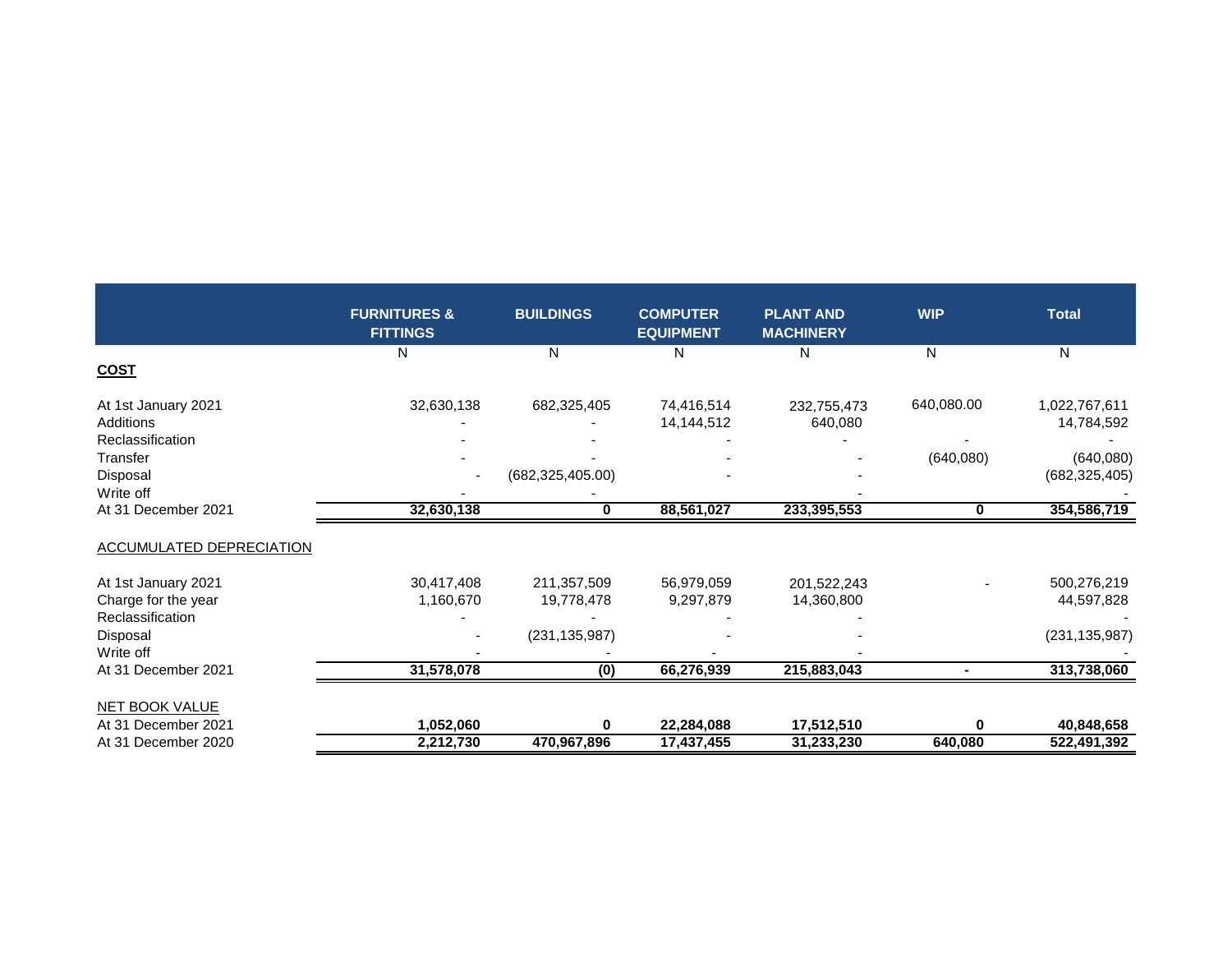| | FURNITURES & FITTINGS | BUILDINGS | COMPUTER EQUIPMENT | PLANT AND MACHINERY | WIP | Total |
|---|---|---|---|---|---|---|
| | N | N | N | N | N | N |
| **COST** | | | | | | |
| At 1st January 2021 | 32,630,138 | 682,325,405 | 74,416,514 | 232,755,473 | 640,080.00 | 1,022,767,611 |
| Additions | - | - | 14,144,512 | 640,080 | | 14,784,592 |
| Reclassification | - | - | - | - | - | - |
| Transfer | - | - | - | - | (640,080) | (640,080) |
| Disposal | - | (682,325,405.00) | - | - | | (682,325,405) |
| Write off | - | - | | - | | - |
| At 31 December 2021 | **32,630,138** | **0** | **88,561,027** | **233,395,553** | **0** | **354,586,719** |
| ACCUMULATED DEPRECIATION | | | | | | |
| At 1st January 2021 | 30,417,408 | 211,357,509 | 56,979,059 | 201,522,243 | - | 500,276,219 |
| Charge for the year | 1,160,670 | 19,778,478 | 9,297,879 | 14,360,800 | | 44,597,828 |
| Reclassification | - | - | - | - | | - |
| Disposal | - | (231,135,987) | - | - | | (231,135,987) |
| Write off | - | - | - | - | | - |
| At 31 December 2021 | **31,578,078** | **(0)** | **66,276,939** | **215,883,043** | **-** | **313,738,060** |
| NET BOOK VALUE | | | | | | |
| At 31 December 2021 | **1,052,060** | **0** | **22,284,088** | **17,512,510** | **0** | **40,848,658** |
| At 31 December 2020 | **2,212,730** | **470,967,896** | **17,437,455** | **31,233,230** | **640,080** | **522,491,392** |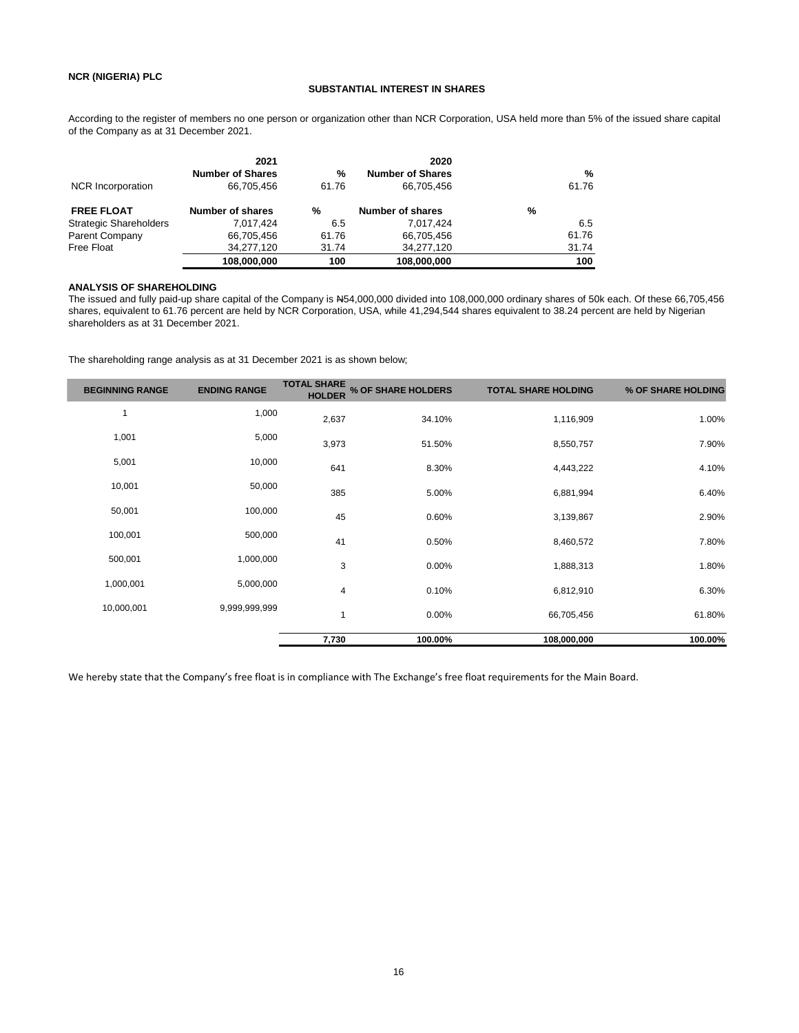**NCR (NIGERIA) PLC**

### SUBSTANTIAL INTEREST IN SHARES

According to the register of members no one person or organization other than NCR Corporation, USA held more than 5% of the issued share capital of the Company as at 31 December 2021.

| | 2021 Number of Shares | % | 2020 Number of Shares | % |
|---|---|---|---|---|
| NCR Incorporation | 66,705,456 | 61.76 | 66,705,456 | 61.76 |

| **FREE FLOAT** | **Number of shares** | **%** | **Number of shares** | **%** |
|---|---|---|---|---|
| Strategic Shareholders | 7,017,424 | 6.5 | 7,017,424 | 6.5 |
| Parent Company | 66,705,456 | 61.76 | 66,705,456 | 61.76 |
| Free Float | 34,277,120 | 31.74 | 34,277,120 | 31.74 |
| | **108,000,000** | **100** | **108,000,000** | **100** |

**ANALYSIS OF SHAREHOLDING**

The issued and fully paid-up share capital of the Company is ₦54,000,000 divided into 108,000,000 ordinary shares of 50k each. Of these 66,705,456 shares, equivalent to 61.76 percent are held by NCR Corporation, USA, while 41,294,544 shares equivalent to 38.24 percent are held by Nigerian shareholders as at 31 December 2021.

The shareholding range analysis as at 31 December 2021 is as shown below;

| BEGINNING RANGE | ENDING RANGE | TOTAL SHARE HOLDER | % OF SHARE HOLDERS | TOTAL SHARE HOLDING | % OF SHARE HOLDING |
|---|---|---|---|---|---|
| 1 | 1,000 | 2,637 | 34.10% | 1,116,909 | 1.00% |
| 1,001 | 5,000 | 3,973 | 51.50% | 8,550,757 | 7.90% |
| 5,001 | 10,000 | 641 | 8.30% | 4,443,222 | 4.10% |
| 10,001 | 50,000 | 385 | 5.00% | 6,881,994 | 6.40% |
| 50,001 | 100,000 | 45 | 0.60% | 3,139,867 | 2.90% |
| 100,001 | 500,000 | 41 | 0.50% | 8,460,572 | 7.80% |
| 500,001 | 1,000,000 | 3 | 0.00% | 1,888,313 | 1.80% |
| 1,000,001 | 5,000,000 | 4 | 0.10% | 6,812,910 | 6.30% |
| 10,000,001 | 9,999,999,999 | 1 | 0.00% | 66,705,456 | 61.80% |
| | | **7,730** | **100.00%** | **108,000,000** | **100.00%** |

We hereby state that the Company's free float is in compliance with The Exchange's free float requirements for the Main Board.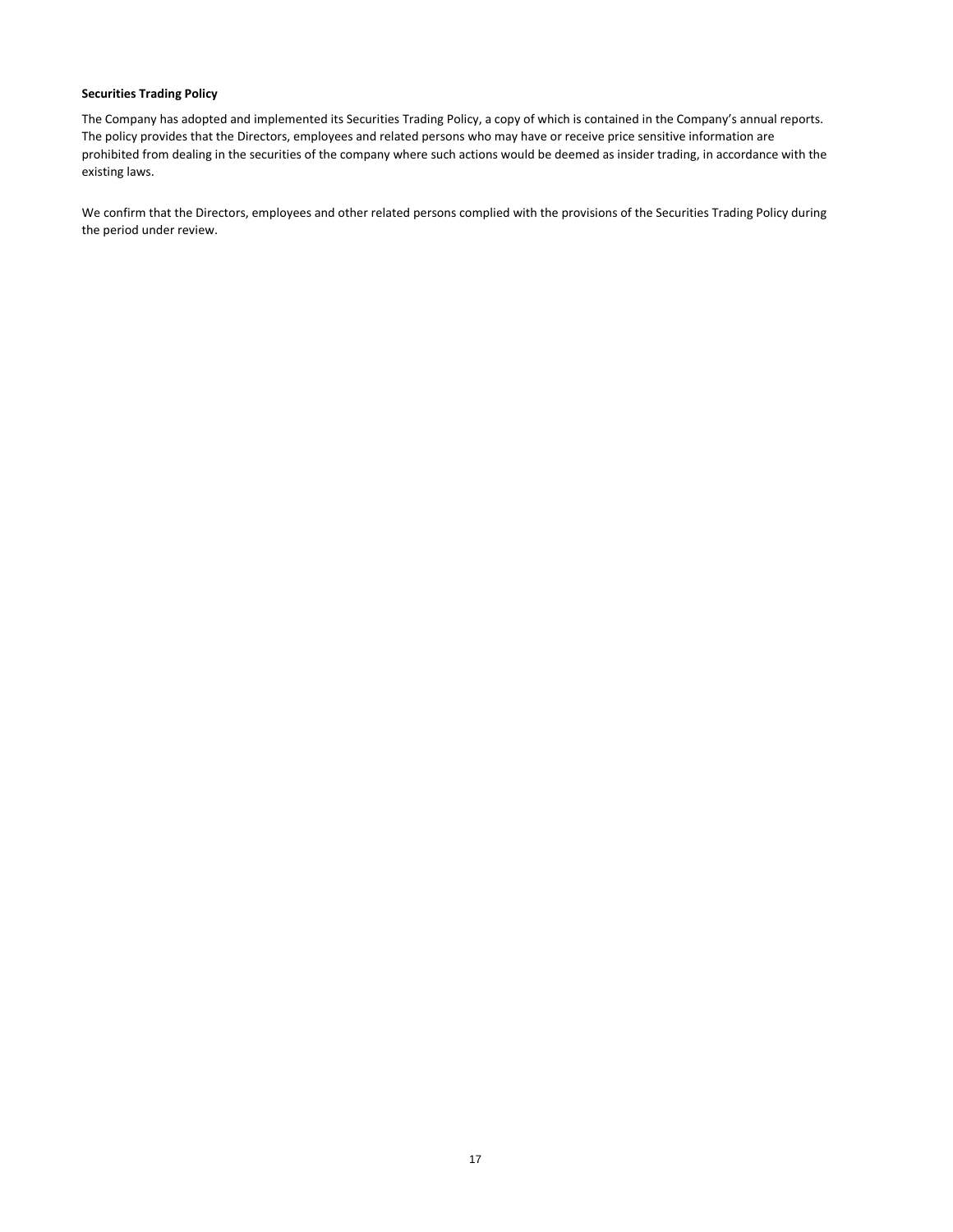**Securities Trading Policy**

The Company has adopted and implemented its Securities Trading Policy, a copy of which is contained in the Company's annual reports. The policy provides that the Directors, employees and related persons who may have or receive price sensitive information are prohibited from dealing in the securities of the company where such actions would be deemed as insider trading, in accordance with the existing laws.

We confirm that the Directors, employees and other related persons complied with the provisions of the Securities Trading Policy during the period under review.